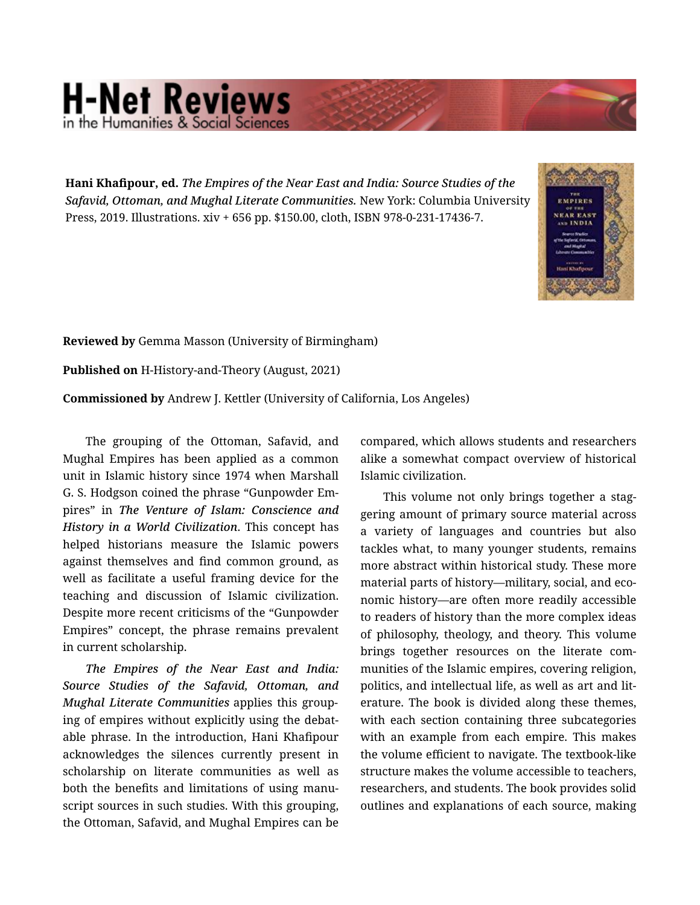**Hani Khafipour, ed.** *The Empires of the Near East and India: Source Studies of the Safavid, Ottoman, and Mughal Literate Communities.* New York: Columbia University Press, 2019. Illustrations. xiv + 656 pp. $150.00, cloth, ISBN 978-0-231-17436-7.

**Reviewed by** Gemma Masson (University of Birmingham)

**Published on** H-History-and-Theory (August, 2021)

**Commissioned by** Andrew J. Kettler (University of California, Los Angeles)

The grouping of the Ottoman, Safavid, and Mughal Empires has been applied as a common unit in Islamic history since 1974 when Marshall G. S. Hodgson coined the phrase "Gunpowder Empires" in *The Venture of Islam: Conscience and History in a World Civilization*. This concept has helped historians measure the Islamic powers against themselves and find common ground, as well as facilitate a useful framing device for the teaching and discussion of Islamic civilization. Despite more recent criticisms of the "Gunpowder Empires" concept, the phrase remains prevalent in current scholarship.

*The Empires of the Near East and India: Source Studies of the Safavid, Ottoman, and Mughal Literate Communities* applies this grouping of empires without explicitly using the debatable phrase. In the introduction, Hani Khafipour acknowledges the silences currently present in scholarship on literate communities as well as both the benefits and limitations of using manuscript sources in such studies. With this grouping, the Ottoman, Safavid, and Mughal Empires can be compared, which allows students and researchers alike a somewhat compact overview of historical Islamic civilization.

This volume not only brings together a staggering amount of primary source material across a variety of languages and countries but also tackles what, to many younger students, remains more abstract within historical study. These more material parts of history—military, social, and economic history—are often more readily accessible to readers of history than the more complex ideas of philosophy, theology, and theory. This volume brings together resources on the literate communities of the Islamic empires, covering religion, politics, and intellectual life, as well as art and literature. The book is divided along these themes, with each section containing three subcategories with an example from each empire. This makes the volume efficient to navigate. The textbook-like structure makes the volume accessible to teachers, researchers, and students. The book provides solid outlines and explanations of each source, making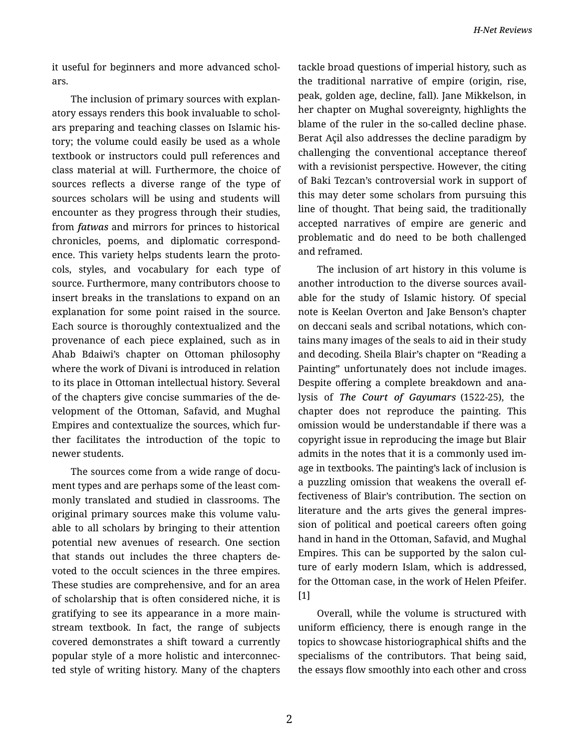it useful for beginners and more advanced scholars.

The inclusion of primary sources with explanatory essays renders this book invaluable to scholars preparing and teaching classes on Islamic history; the volume could easily be used as a whole textbook or instructors could pull references and class material at will. Furthermore, the choice of sources reflects a diverse range of the type of sources scholars will be using and students will encounter as they progress through their studies, from *fatwas* and mirrors for princes to historical chronicles, poems, and diplomatic correspondence. This variety helps students learn the protocols, styles, and vocabulary for each type of source. Furthermore, many contributors choose to insert breaks in the translations to expand on an explanation for some point raised in the source. Each source is thoroughly contextualized and the provenance of each piece explained, such as in Ahab Bdaiwi's chapter on Ottoman philosophy where the work of Divani is introduced in relation to its place in Ottoman intellectual history. Several of the chapters give concise summaries of the development of the Ottoman, Safavid, and Mughal Empires and contextualize the sources, which further facilitates the introduction of the topic to newer students.

The sources come from a wide range of document types and are perhaps some of the least commonly translated and studied in classrooms. The original primary sources make this volume valuable to all scholars by bringing to their attention potential new avenues of research. One section that stands out includes the three chapters devoted to the occult sciences in the three empires. These studies are comprehensive, and for an area of scholarship that is often considered niche, it is gratifying to see its appearance in a more mainstream textbook. In fact, the range of subjects covered demonstrates a shift toward a currently popular style of a more holistic and interconnected style of writing history. Many of the chapters tackle broad questions of imperial history, such as the traditional narrative of empire (origin, rise, peak, golden age, decline, fall). Jane Mikkelson, in her chapter on Mughal sovereignty, highlights the blame of the ruler in the so-called decline phase. Berat Açil also addresses the decline paradigm by challenging the conventional acceptance thereof with a revisionist perspective. However, the citing of Baki Tezcan's controversial work in support of this may deter some scholars from pursuing this line of thought. That being said, the traditionally accepted narratives of empire are generic and problematic and do need to be both challenged and reframed.

The inclusion of art history in this volume is another introduction to the diverse sources available for the study of Islamic history. Of special note is Keelan Overton and Jake Benson's chapter on deccani seals and scribal notations, which contains many images of the seals to aid in their study and decoding. Sheila Blair's chapter on "Reading a Painting" unfortunately does not include images. Despite offering a complete breakdown and analysis of ***The Court of Gayumars*** (1522-25), the chapter does not reproduce the painting. This omission would be understandable if there was a copyright issue in reproducing the image but Blair admits in the notes that it is a commonly used image in textbooks. The painting's lack of inclusion is a puzzling omission that weakens the overall effectiveness of Blair's contribution. The section on literature and the arts gives the general impression of political and poetical careers often going hand in hand in the Ottoman, Safavid, and Mughal Empires. This can be supported by the salon culture of early modern Islam, which is addressed, for the Ottoman case, in the work of Helen Pfeifer. [1]

Overall, while the volume is structured with uniform efficiency, there is enough range in the topics to showcase historiographical shifts and the specialisms of the contributors. That being said, the essays flow smoothly into each other and cross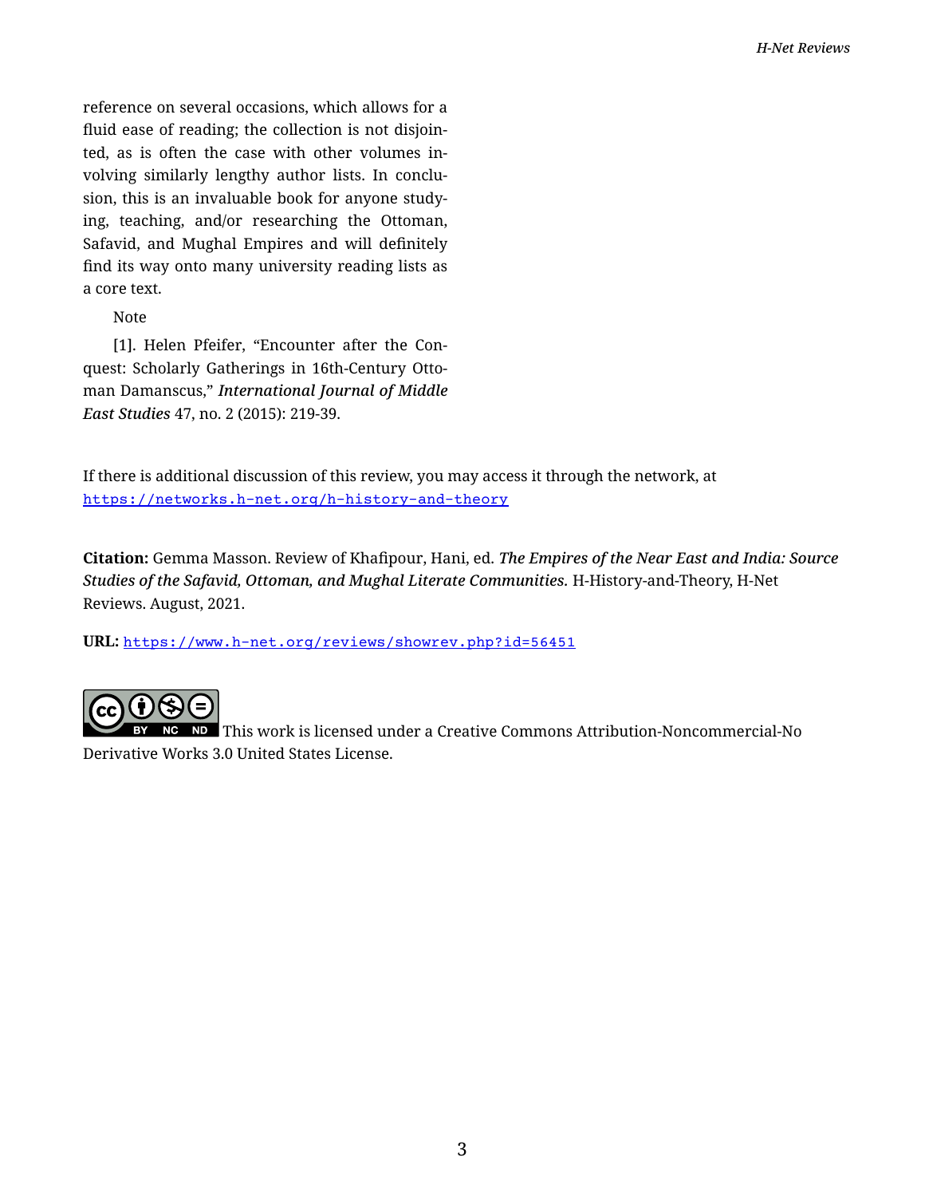reference on several occasions, which allows for a fluid ease of reading; the collection is not disjointed, as is often the case with other volumes involving similarly lengthy author lists. In conclusion, this is an invaluable book for anyone studying, teaching, and/or researching the Ottoman, Safavid, and Mughal Empires and will definitely find its way onto many university reading lists as a core text.

Note

[1]. Helen Pfeifer, "Encounter after the Conquest: Scholarly Gatherings in 16th-Century Ottoman Damanscus," *International Journal of Middle East Studies* 47, no. 2 (2015): 219-39.

If there is additional discussion of this review, you may access it through the network, at https://networks.h-net.org/h-history-and-theory

**Citation:** Gemma Masson. Review of Khafipour, Hani, ed. *The Empires of the Near East and India: Source Studies of the Safavid, Ottoman, and Mughal Literate Communities.* H-History-and-Theory, H-Net Reviews. August, 2021.

**URL:** https://www.h-net.org/reviews/showrev.php?id=56451

This work is licensed under a Creative Commons Attribution-Noncommercial-No Derivative Works 3.0 United States License.